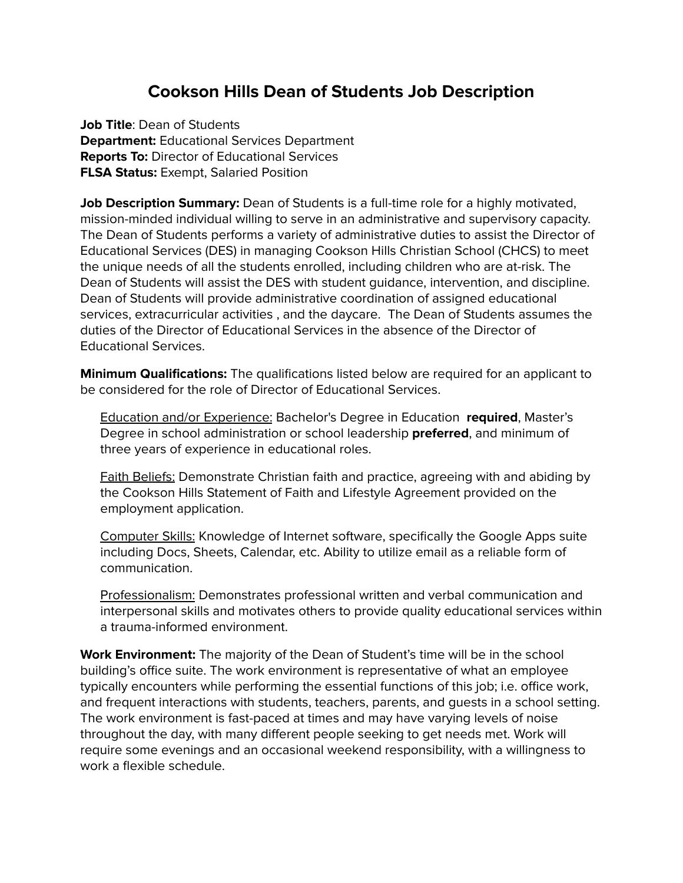# Cookson Hills Dean of Students Job Description

**Job Title**: Dean of Students
**Department:** Educational Services Department
**Reports To:** Director of Educational Services
**FLSA Status:** Exempt, Salaried Position

**Job Description Summary:** Dean of Students is a full-time role for a highly motivated, mission-minded individual willing to serve in an administrative and supervisory capacity. The Dean of Students performs a variety of administrative duties to assist the Director of Educational Services (DES) in managing Cookson Hills Christian School (CHCS) to meet the unique needs of all the students enrolled, including children who are at-risk. The Dean of Students will assist the DES with student guidance, intervention, and discipline. Dean of Students will provide administrative coordination of assigned educational services, extracurricular activities , and the daycare. The Dean of Students assumes the duties of the Director of Educational Services in the absence of the Director of Educational Services.

**Minimum Qualifications:** The qualifications listed below are required for an applicant to be considered for the role of Director of Educational Services.

<u>Education and/or Experience:</u> Bachelor's Degree in Education **required**, Master's Degree in school administration or school leadership **preferred**, and minimum of three years of experience in educational roles.

<u>Faith Beliefs:</u> Demonstrate Christian faith and practice, agreeing with and abiding by the Cookson Hills Statement of Faith and Lifestyle Agreement provided on the employment application.

<u>Computer Skills:</u> Knowledge of Internet software, specifically the Google Apps suite including Docs, Sheets, Calendar, etc. Ability to utilize email as a reliable form of communication.

<u>Professionalism:</u> Demonstrates professional written and verbal communication and interpersonal skills and motivates others to provide quality educational services within a trauma-informed environment.

**Work Environment:** The majority of the Dean of Student's time will be in the school building's office suite. The work environment is representative of what an employee typically encounters while performing the essential functions of this job; i.e. office work, and frequent interactions with students, teachers, parents, and guests in a school setting. The work environment is fast-paced at times and may have varying levels of noise throughout the day, with many different people seeking to get needs met. Work will require some evenings and an occasional weekend responsibility, with a willingness to work a flexible schedule.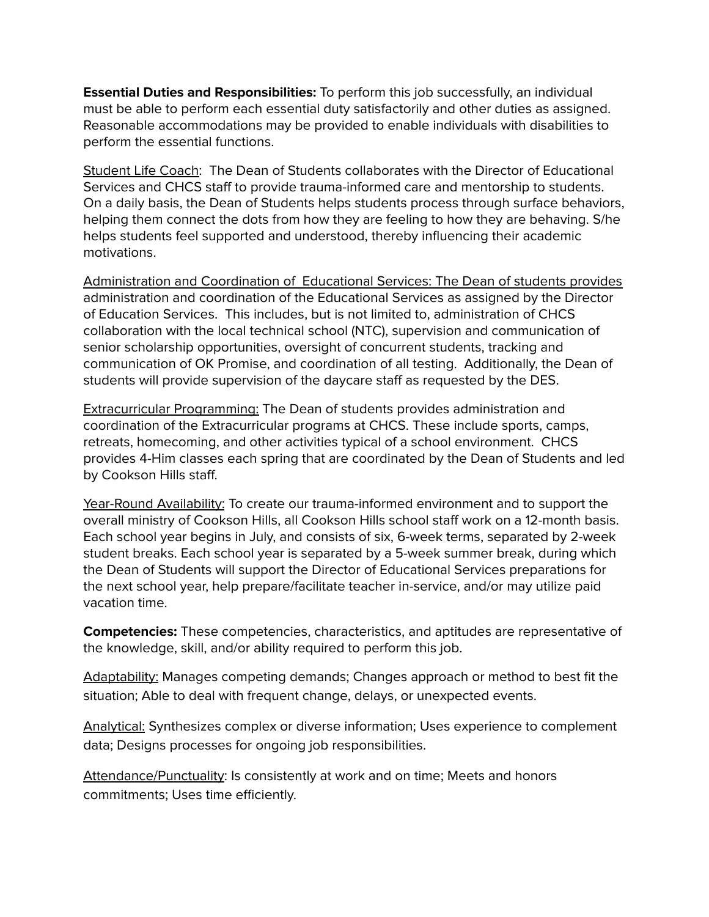**Essential Duties and Responsibilities:** To perform this job successfully, an individual must be able to perform each essential duty satisfactorily and other duties as assigned. Reasonable accommodations may be provided to enable individuals with disabilities to perform the essential functions.

<u>Student Life Coach</u>: The Dean of Students collaborates with the Director of Educational Services and CHCS staff to provide trauma-informed care and mentorship to students. On a daily basis, the Dean of Students helps students process through surface behaviors, helping them connect the dots from how they are feeling to how they are behaving. S/he helps students feel supported and understood, thereby influencing their academic motivations.

<u>Administration and Coordination of Educational Services: The Dean of students provides</u> administration and coordination of the Educational Services as assigned by the Director of Education Services. This includes, but is not limited to, administration of CHCS collaboration with the local technical school (NTC), supervision and communication of senior scholarship opportunities, oversight of concurrent students, tracking and communication of OK Promise, and coordination of all testing. Additionally, the Dean of students will provide supervision of the daycare staff as requested by the DES.

<u>Extracurricular Programming:</u> The Dean of students provides administration and coordination of the Extracurricular programs at CHCS. These include sports, camps, retreats, homecoming, and other activities typical of a school environment. CHCS provides 4-Him classes each spring that are coordinated by the Dean of Students and led by Cookson Hills staff.

<u>Year-Round Availability:</u> To create our trauma-informed environment and to support the overall ministry of Cookson Hills, all Cookson Hills school staff work on a 12-month basis. Each school year begins in July, and consists of six, 6-week terms, separated by 2-week student breaks. Each school year is separated by a 5-week summer break, during which the Dean of Students will support the Director of Educational Services preparations for the next school year, help prepare/facilitate teacher in-service, and/or may utilize paid vacation time.

**Competencies:** These competencies, characteristics, and aptitudes are representative of the knowledge, skill, and/or ability required to perform this job.

<u>Adaptability:</u> Manages competing demands; Changes approach or method to best fit the situation; Able to deal with frequent change, delays, or unexpected events.

<u>Analytical:</u> Synthesizes complex or diverse information; Uses experience to complement data; Designs processes for ongoing job responsibilities.

<u>Attendance/Punctuality</u>: Is consistently at work and on time; Meets and honors commitments; Uses time efficiently.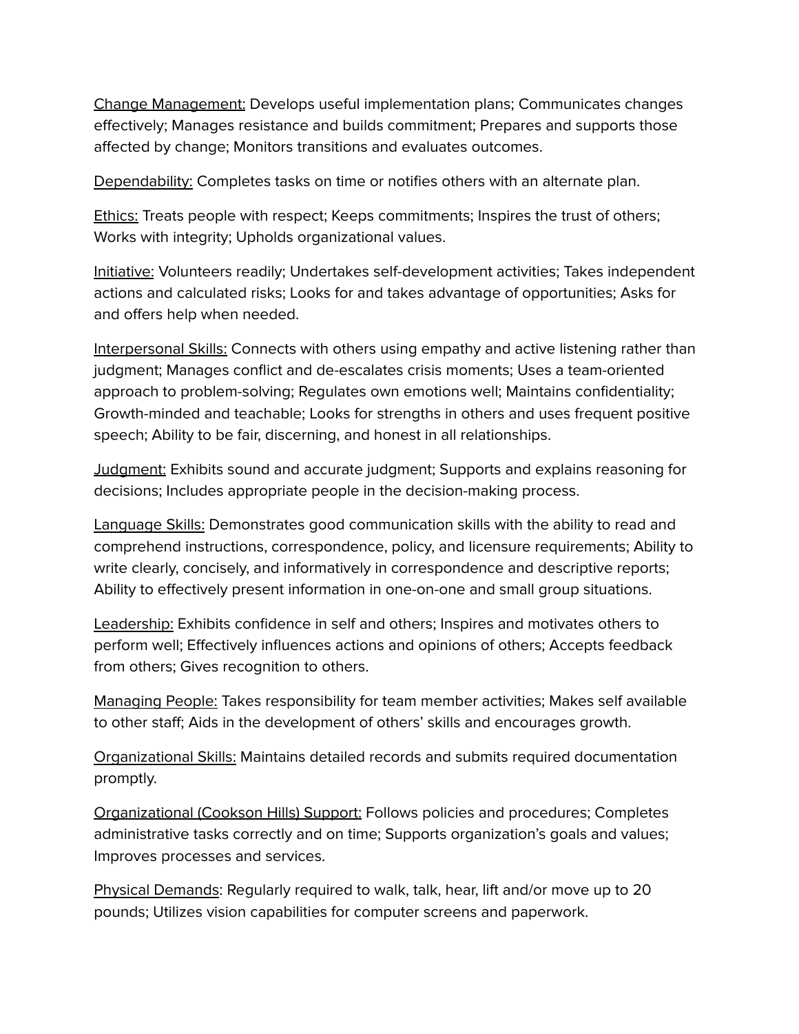<u>Change Management:</u> Develops useful implementation plans; Communicates changes effectively; Manages resistance and builds commitment; Prepares and supports those affected by change; Monitors transitions and evaluates outcomes.

<u>Dependability:</u> Completes tasks on time or notifies others with an alternate plan.

<u>Ethics:</u> Treats people with respect; Keeps commitments; Inspires the trust of others; Works with integrity; Upholds organizational values.

<u>Initiative:</u> Volunteers readily; Undertakes self-development activities; Takes independent actions and calculated risks; Looks for and takes advantage of opportunities; Asks for and offers help when needed.

<u>Interpersonal Skills:</u> Connects with others using empathy and active listening rather than judgment; Manages conflict and de-escalates crisis moments; Uses a team-oriented approach to problem-solving; Regulates own emotions well; Maintains confidentiality; Growth-minded and teachable; Looks for strengths in others and uses frequent positive speech; Ability to be fair, discerning, and honest in all relationships.

<u>Judgment:</u> Exhibits sound and accurate judgment; Supports and explains reasoning for decisions; Includes appropriate people in the decision-making process.

<u>Language Skills:</u> Demonstrates good communication skills with the ability to read and comprehend instructions, correspondence, policy, and licensure requirements; Ability to write clearly, concisely, and informatively in correspondence and descriptive reports; Ability to effectively present information in one-on-one and small group situations.

<u>Leadership:</u> Exhibits confidence in self and others; Inspires and motivates others to perform well; Effectively influences actions and opinions of others; Accepts feedback from others; Gives recognition to others.

<u>Managing People:</u> Takes responsibility for team member activities; Makes self available to other staff; Aids in the development of others' skills and encourages growth.

<u>Organizational Skills:</u> Maintains detailed records and submits required documentation promptly.

<u>Organizational (Cookson Hills) Support:</u> Follows policies and procedures; Completes administrative tasks correctly and on time; Supports organization's goals and values; Improves processes and services.

<u>Physical Demands</u>: Regularly required to walk, talk, hear, lift and/or move up to 20 pounds; Utilizes vision capabilities for computer screens and paperwork.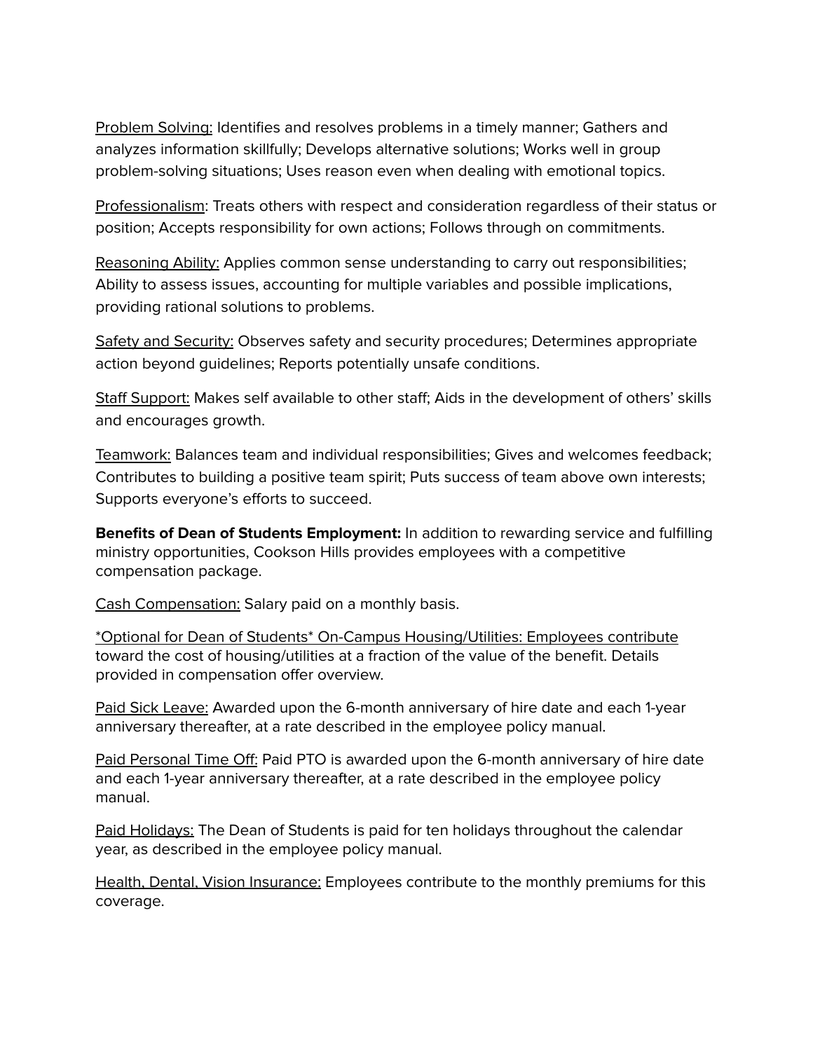<u>Problem Solving:</u> Identifies and resolves problems in a timely manner; Gathers and analyzes information skillfully; Develops alternative solutions; Works well in group problem-solving situations; Uses reason even when dealing with emotional topics.

<u>Professionalism</u>: Treats others with respect and consideration regardless of their status or position; Accepts responsibility for own actions; Follows through on commitments.

<u>Reasoning Ability:</u> Applies common sense understanding to carry out responsibilities; Ability to assess issues, accounting for multiple variables and possible implications, providing rational solutions to problems.

<u>Safety and Security:</u> Observes safety and security procedures; Determines appropriate action beyond guidelines; Reports potentially unsafe conditions.

<u>Staff Support:</u> Makes self available to other staff; Aids in the development of others' skills and encourages growth.

<u>Teamwork:</u> Balances team and individual responsibilities; Gives and welcomes feedback; Contributes to building a positive team spirit; Puts success of team above own interests; Supports everyone's efforts to succeed.

**Benefits of Dean of Students Employment:** In addition to rewarding service and fulfilling ministry opportunities, Cookson Hills provides employees with a competitive compensation package.

<u>Cash Compensation:</u> Salary paid on a monthly basis.

<u>*Optional for Dean of Students* On-Campus Housing/Utilities: Employees contribute</u> toward the cost of housing/utilities at a fraction of the value of the benefit. Details provided in compensation offer overview.

<u>Paid Sick Leave:</u> Awarded upon the 6-month anniversary of hire date and each 1-year anniversary thereafter, at a rate described in the employee policy manual.

<u>Paid Personal Time Off:</u> Paid PTO is awarded upon the 6-month anniversary of hire date and each 1-year anniversary thereafter, at a rate described in the employee policy manual.

<u>Paid Holidays:</u> The Dean of Students is paid for ten holidays throughout the calendar year, as described in the employee policy manual.

<u>Health, Dental, Vision Insurance:</u> Employees contribute to the monthly premiums for this coverage.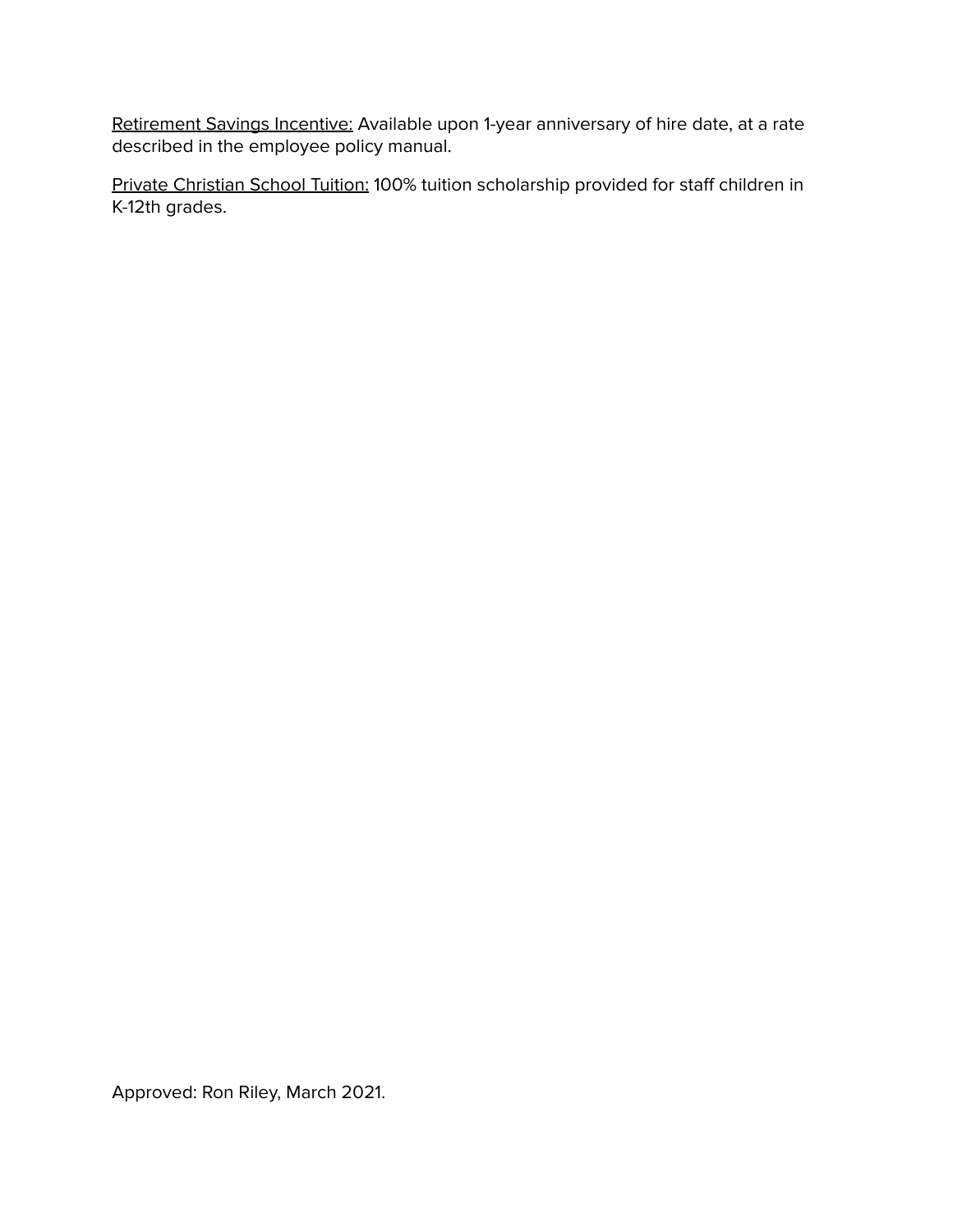<u>Retirement Savings Incentive:</u> Available upon 1-year anniversary of hire date, at a rate described in the employee policy manual.

<u>Private Christian School Tuition:</u> 100% tuition scholarship provided for staff children in K-12th grades.

Approved: Ron Riley, March 2021.